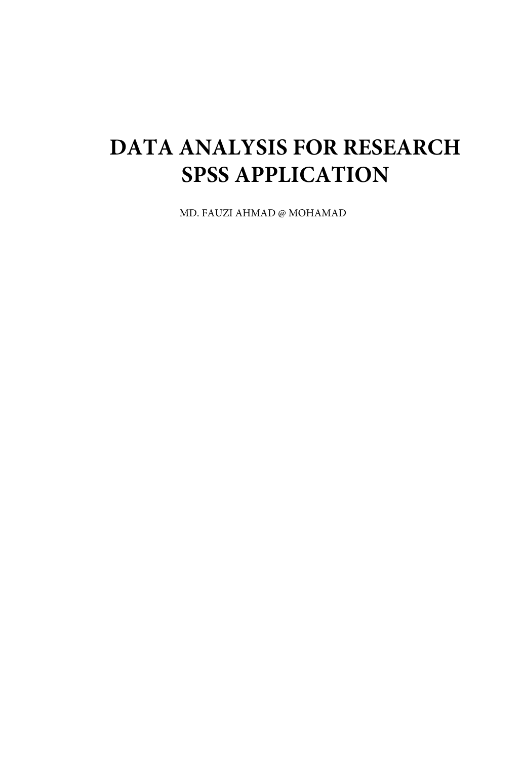# DATA ANALYSIS FOR RESEARCH
# SPSS APPLICATION

MD. FAUZI AHMAD @ MOHAMAD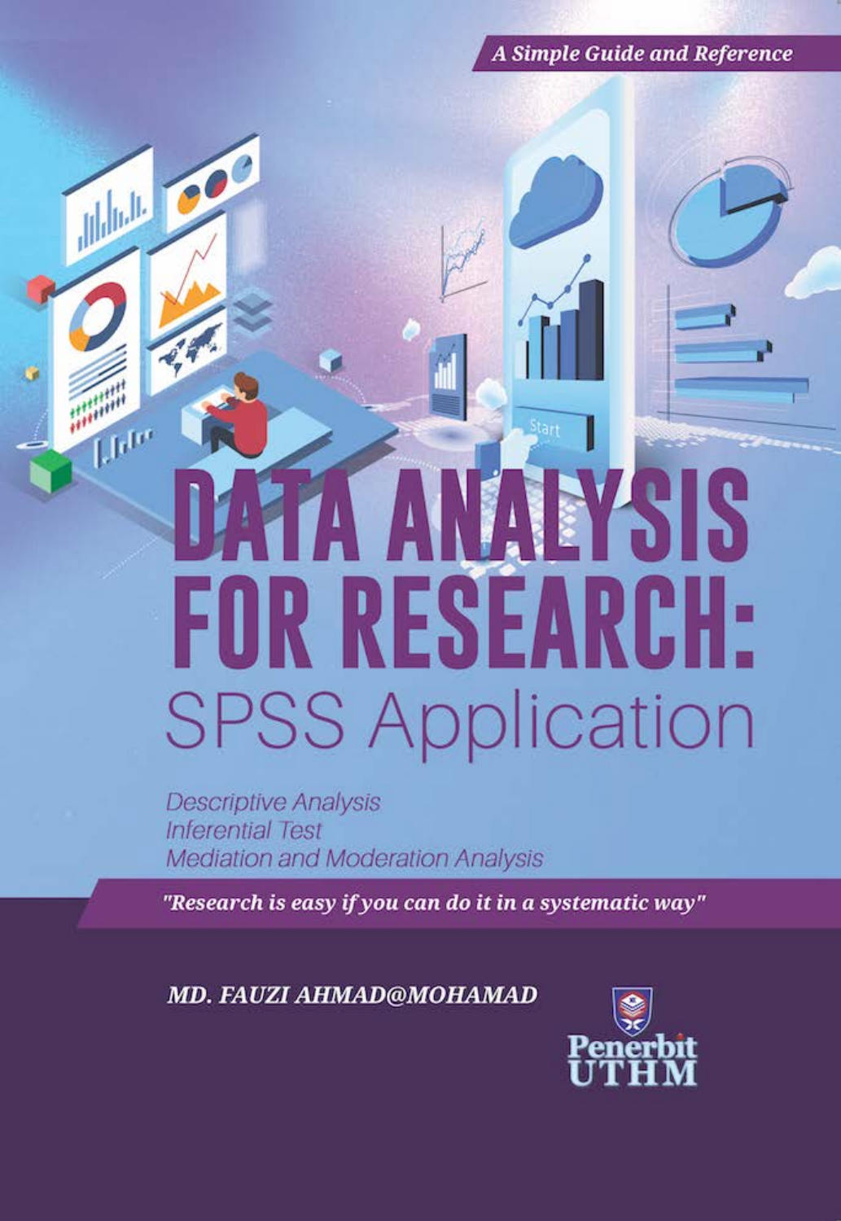*A Simple Guide and Reference*

# DATA ANALYSIS FOR RESEARCH:

## SPSS Application

*Descriptive Analysis*
*Inferential Test*
*Mediation and Moderation Analysis*

***"Research is easy if you can do it in a systematic way"***

***MD. FAUZI AHMAD@MOHAMAD***

Penerbit UTHM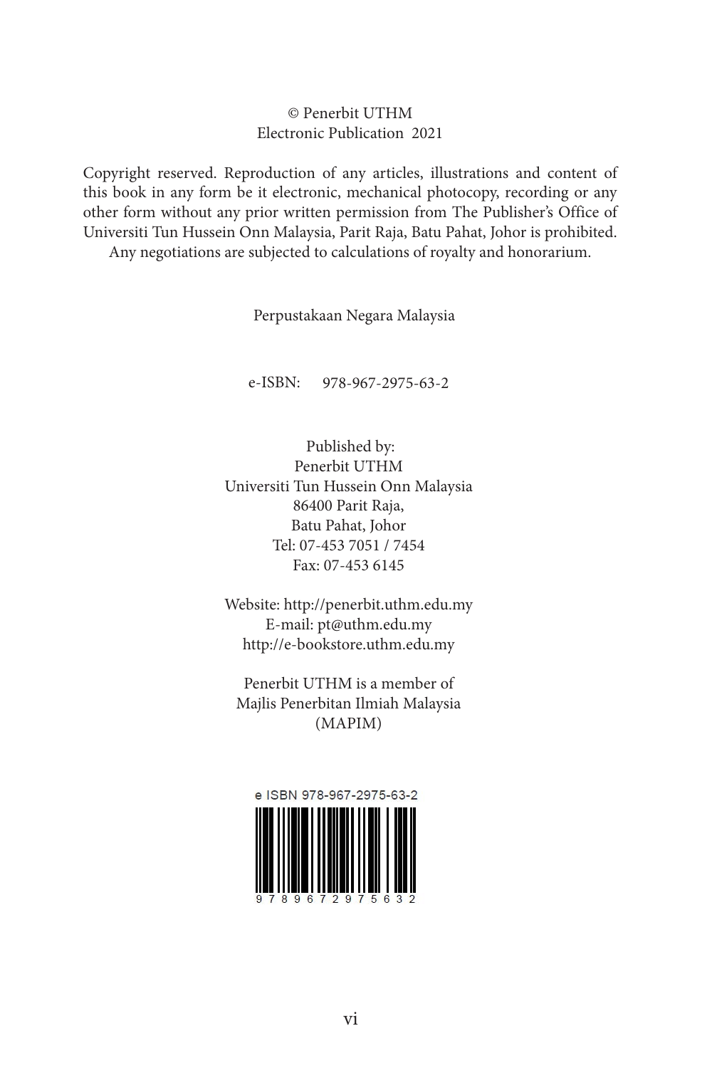© Penerbit UTHM
Electronic Publication 2021

Copyright reserved. Reproduction of any articles, illustrations and content of this book in any form be it electronic, mechanical photocopy, recording or any other form without any prior written permission from The Publisher's Office of Universiti Tun Hussein Onn Malaysia, Parit Raja, Batu Pahat, Johor is prohibited. Any negotiations are subjected to calculations of royalty and honorarium.

Perpustakaan Negara Malaysia

e-ISBN: 978-967-2975-63-2

Published by:
Penerbit UTHM
Universiti Tun Hussein Onn Malaysia
86400 Parit Raja,
Batu Pahat, Johor
Tel: 07-453 7051 / 7454
Fax: 07-453 6145

Website: http://penerbit.uthm.edu.my
E-mail: pt@uthm.edu.my
http://e-bookstore.uthm.edu.my

Penerbit UTHM is a member of
Majlis Penerbitan Ilmiah Malaysia
(MAPIM)

e ISBN 978-967-2975-63-2

9 7 8 9 6 7 2 9 7 5 6 3 2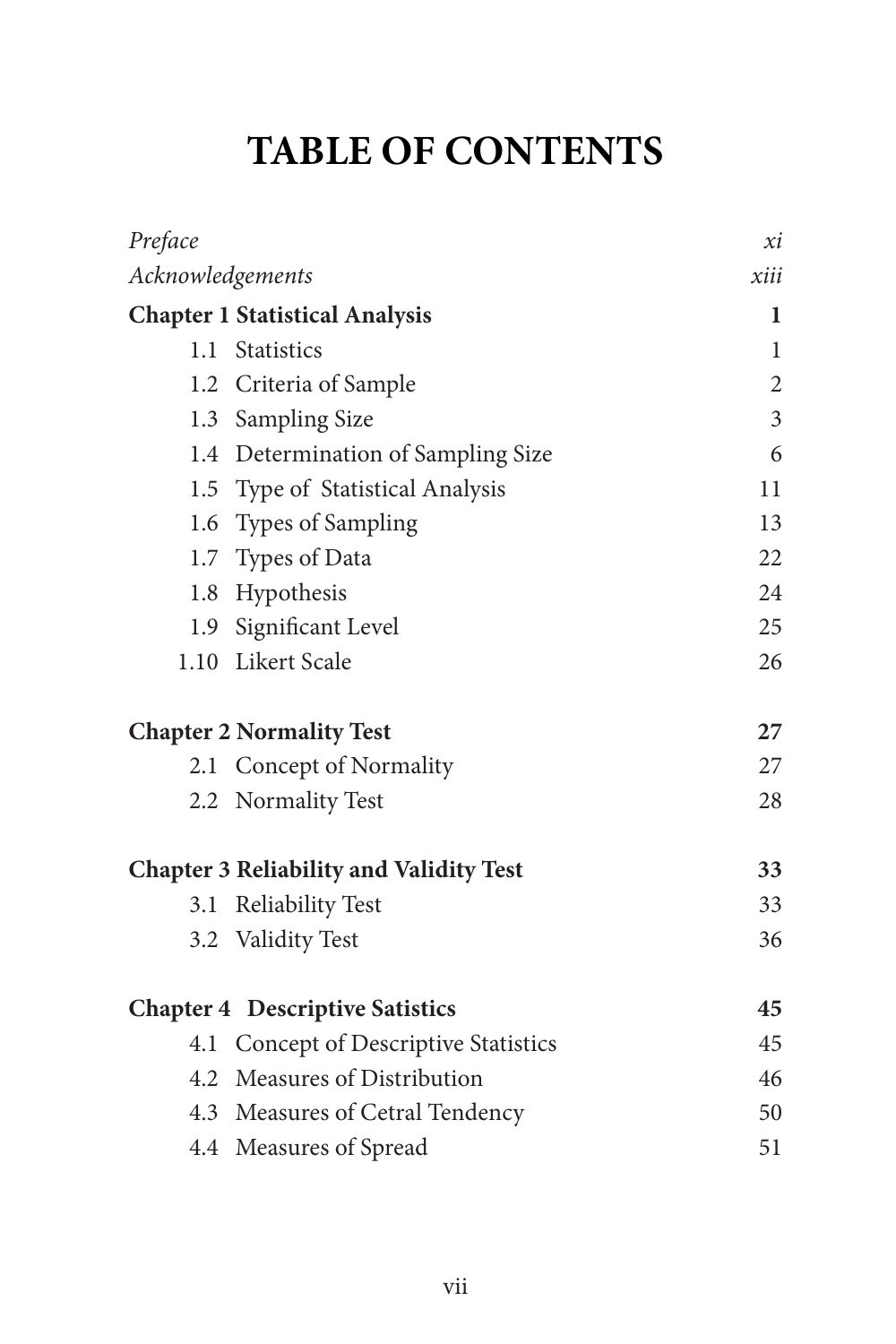# TABLE OF CONTENTS

| | |
|---|---|
| *Preface* | *xi* |
| *Acknowledgements* | *xiii* |
| **Chapter 1 Statistical Analysis** | **1** |
| 1.1 Statistics | 1 |
| 1.2 Criteria of Sample | 2 |
| 1.3 Sampling Size | 3 |
| 1.4 Determination of Sampling Size | 6 |
| 1.5 Type of Statistical Analysis | 11 |
| 1.6 Types of Sampling | 13 |
| 1.7 Types of Data | 22 |
| 1.8 Hypothesis | 24 |
| 1.9 Significant Level | 25 |
| 1.10 Likert Scale | 26 |
| **Chapter 2 Normality Test** | **27** |
| 2.1 Concept of Normality | 27 |
| 2.2 Normality Test | 28 |
| **Chapter 3 Reliability and Validity Test** | **33** |
| 3.1 Reliability Test | 33 |
| 3.2 Validity Test | 36 |
| **Chapter 4 Descriptive Satistics** | **45** |
| 4.1 Concept of Descriptive Statistics | 45 |
| 4.2 Measures of Distribution | 46 |
| 4.3 Measures of Cetral Tendency | 50 |
| 4.4 Measures of Spread | 51 |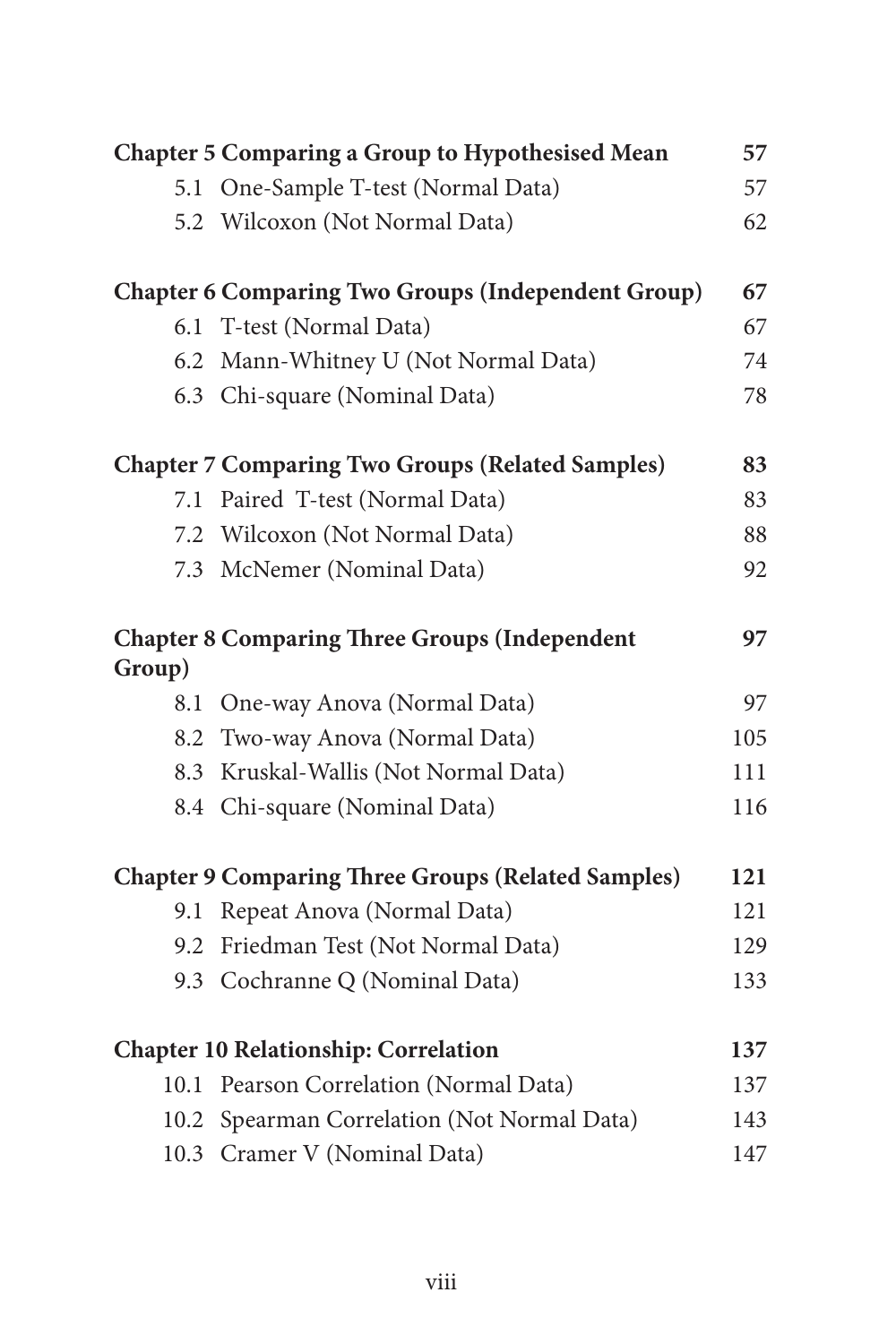**Chapter 5 Comparing a Group to Hypothesised Mean** **57**

- 5.1 One-Sample T-test (Normal Data) 57
- 5.2 Wilcoxon (Not Normal Data) 62

**Chapter 6 Comparing Two Groups (Independent Group)** **67**

- 6.1 T-test (Normal Data) 67
- 6.2 Mann-Whitney U (Not Normal Data) 74
- 6.3 Chi-square (Nominal Data) 78

**Chapter 7 Comparing Two Groups (Related Samples)** **83**

- 7.1 Paired T-test (Normal Data) 83
- 7.2 Wilcoxon (Not Normal Data) 88
- 7.3 McNemer (Nominal Data) 92

**Chapter 8 Comparing Three Groups (Independent Group)** **97**

- 8.1 One-way Anova (Normal Data) 97
- 8.2 Two-way Anova (Normal Data) 105
- 8.3 Kruskal-Wallis (Not Normal Data) 111
- 8.4 Chi-square (Nominal Data) 116

**Chapter 9 Comparing Three Groups (Related Samples)** **121**

- 9.1 Repeat Anova (Normal Data) 121
- 9.2 Friedman Test (Not Normal Data) 129
- 9.3 Cochranne Q (Nominal Data) 133

**Chapter 10 Relationship: Correlation** **137**

- 10.1 Pearson Correlation (Normal Data) 137
- 10.2 Spearman Correlation (Not Normal Data) 143
- 10.3 Cramer V (Nominal Data) 147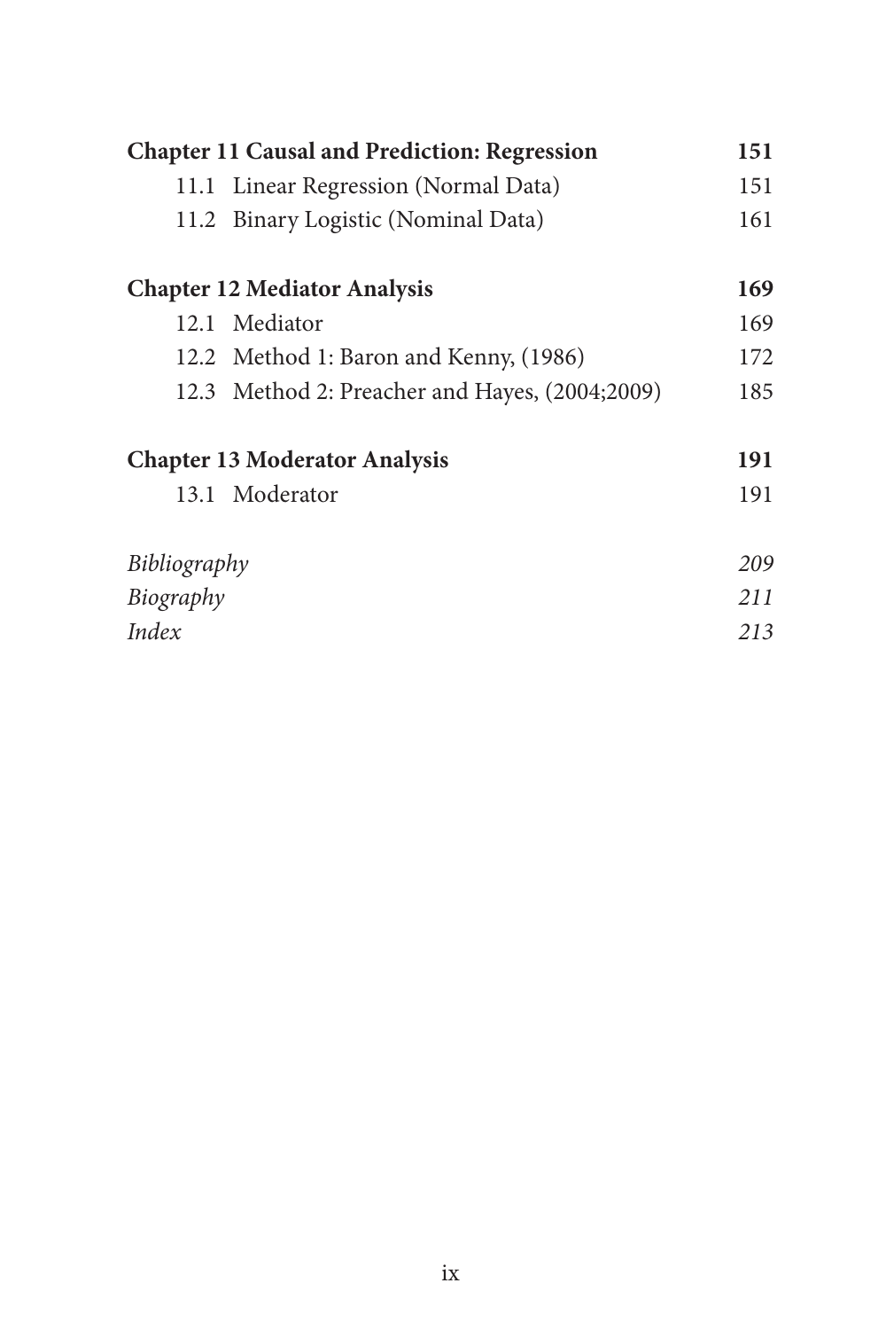**Chapter 11 Causal and Prediction: Regression** **151**

11.1 Linear Regression (Normal Data) 151

11.2 Binary Logistic (Nominal Data) 161

**Chapter 12 Mediator Analysis** **169**

12.1 Mediator 169

12.2 Method 1: Baron and Kenny, (1986) 172

12.3 Method 2: Preacher and Hayes, (2004;2009) 185

**Chapter 13 Moderator Analysis** **191**

13.1 Moderator 191

*Bibliography* *209*

*Biography* *211*

*Index* *213*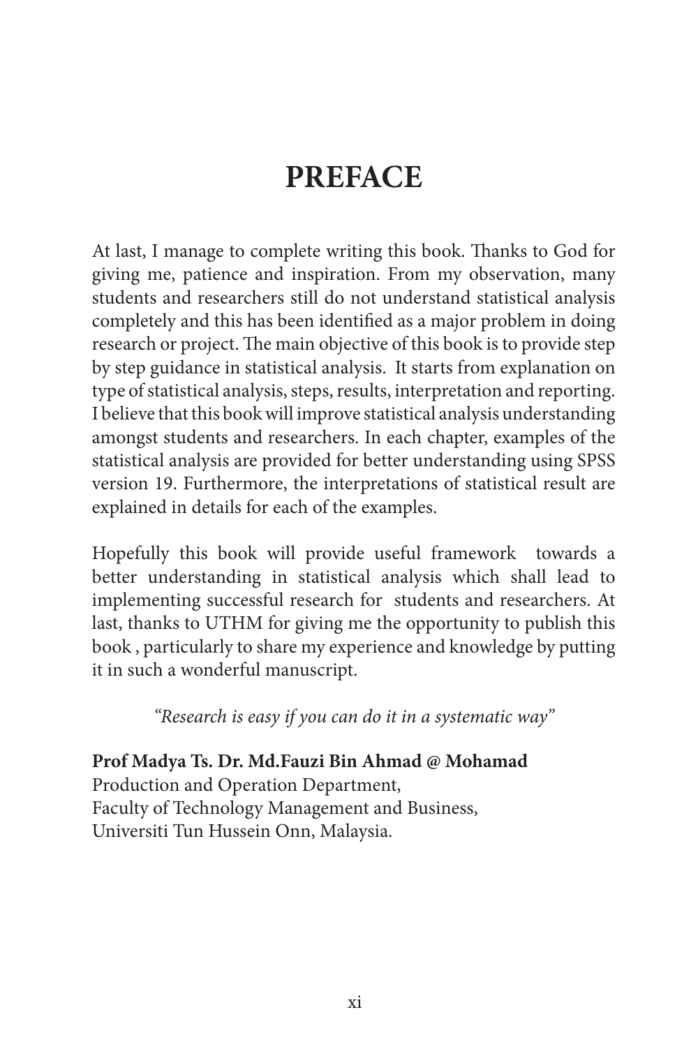# PREFACE

At last, I manage to complete writing this book. Thanks to God for giving me, patience and inspiration. From my observation, many students and researchers still do not understand statistical analysis completely and this has been identified as a major problem in doing research or project. The main objective of this book is to provide step by step guidance in statistical analysis. It starts from explanation on type of statistical analysis, steps, results, interpretation and reporting. I believe that this book will improve statistical analysis understanding amongst students and researchers. In each chapter, examples of the statistical analysis are provided for better understanding using SPSS version 19. Furthermore, the interpretations of statistical result are explained in details for each of the examples.

Hopefully this book will provide useful framework towards a better understanding in statistical analysis which shall lead to implementing successful research for students and researchers. At last, thanks to UTHM for giving me the opportunity to publish this book , particularly to share my experience and knowledge by putting it in such a wonderful manuscript.

*"Research is easy if you can do it in a systematic way"*

**Prof Madya Ts. Dr. Md.Fauzi Bin Ahmad @ Mohamad**
Production and Operation Department,
Faculty of Technology Management and Business,
Universiti Tun Hussein Onn, Malaysia.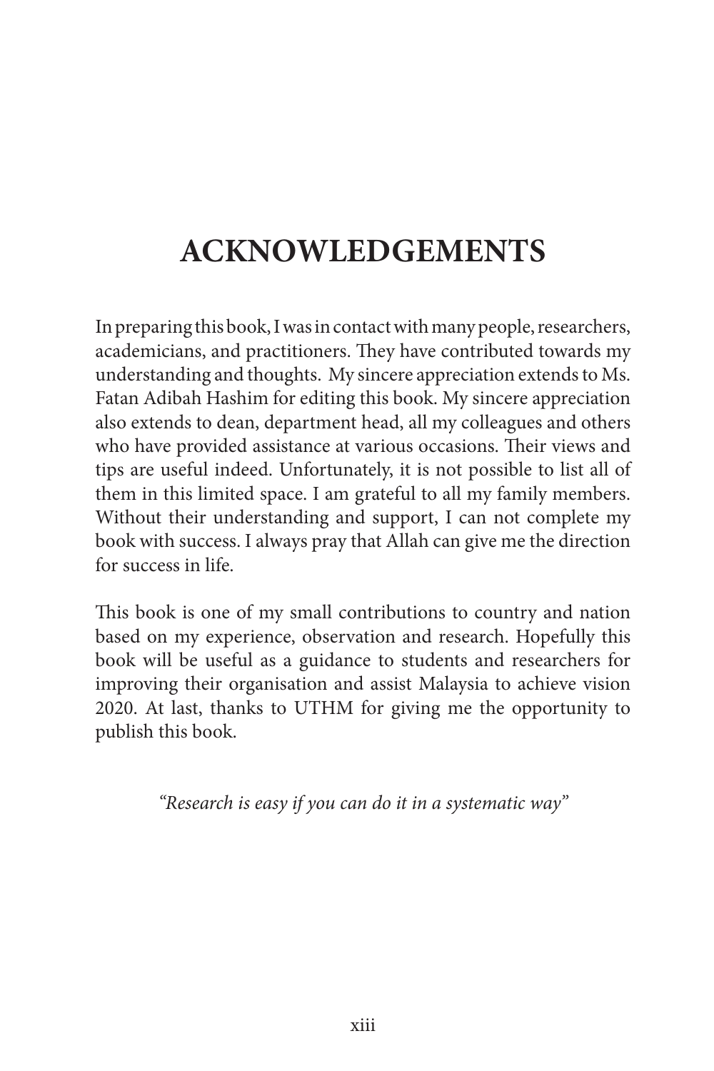# ACKNOWLEDGEMENTS

In preparing this book, I was in contact with many people, researchers, academicians, and practitioners. They have contributed towards my understanding and thoughts. My sincere appreciation extends to Ms. Fatan Adibah Hashim for editing this book. My sincere appreciation also extends to dean, department head, all my colleagues and others who have provided assistance at various occasions. Their views and tips are useful indeed. Unfortunately, it is not possible to list all of them in this limited space. I am grateful to all my family members. Without their understanding and support, I can not complete my book with success. I always pray that Allah can give me the direction for success in life.

This book is one of my small contributions to country and nation based on my experience, observation and research. Hopefully this book will be useful as a guidance to students and researchers for improving their organisation and assist Malaysia to achieve vision 2020. At last, thanks to UTHM for giving me the opportunity to publish this book.

*"Research is easy if you can do it in a systematic way"*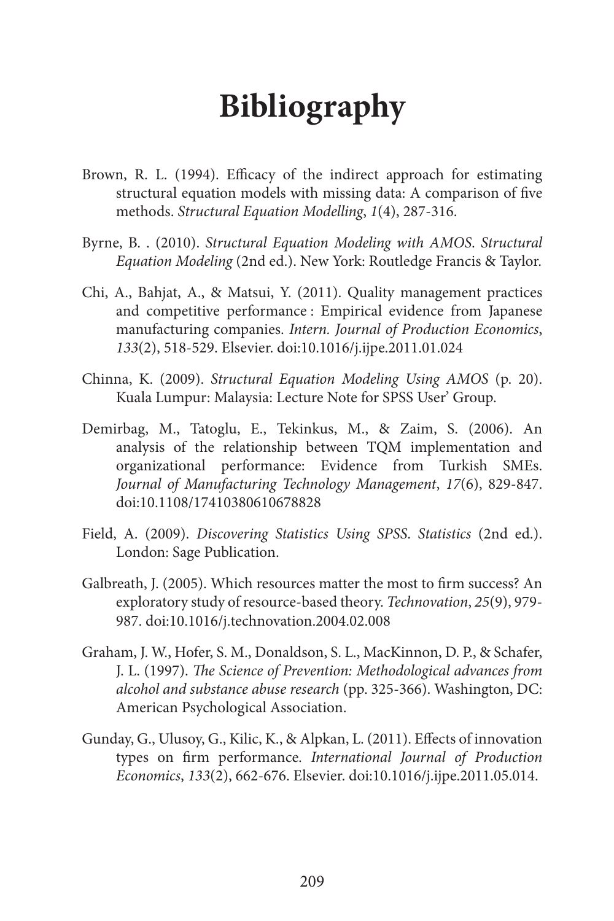# Bibliography

Brown, R. L. (1994). Efficacy of the indirect approach for estimating structural equation models with missing data: A comparison of five methods. *Structural Equation Modelling*, *1*(4), 287-316.

Byrne, B. . (2010). *Structural Equation Modeling with AMOS. Structural Equation Modeling* (2nd ed.). New York: Routledge Francis & Taylor.

Chi, A., Bahjat, A., & Matsui, Y. (2011). Quality management practices and competitive performance : Empirical evidence from Japanese manufacturing companies. *Intern. Journal of Production Economics*, *133*(2), 518-529. Elsevier. doi:10.1016/j.ijpe.2011.01.024

Chinna, K. (2009). *Structural Equation Modeling Using AMOS* (p. 20). Kuala Lumpur: Malaysia: Lecture Note for SPSS User' Group.

Demirbag, M., Tatoglu, E., Tekinkus, M., & Zaim, S. (2006). An analysis of the relationship between TQM implementation and organizational performance: Evidence from Turkish SMEs. *Journal of Manufacturing Technology Management*, *17*(6), 829-847. doi:10.1108/17410380610678828

Field, A. (2009). *Discovering Statistics Using SPSS. Statistics* (2nd ed.). London: Sage Publication.

Galbreath, J. (2005). Which resources matter the most to firm success? An exploratory study of resource-based theory. *Technovation*, *25*(9), 979-987. doi:10.1016/j.technovation.2004.02.008

Graham, J. W., Hofer, S. M., Donaldson, S. L., MacKinnon, D. P., & Schafer, J. L. (1997). *The Science of Prevention: Methodological advances from alcohol and substance abuse research* (pp. 325-366). Washington, DC: American Psychological Association.

Gunday, G., Ulusoy, G., Kilic, K., & Alpkan, L. (2011). Effects of innovation types on firm performance. *International Journal of Production Economics*, *133*(2), 662-676. Elsevier. doi:10.1016/j.ijpe.2011.05.014.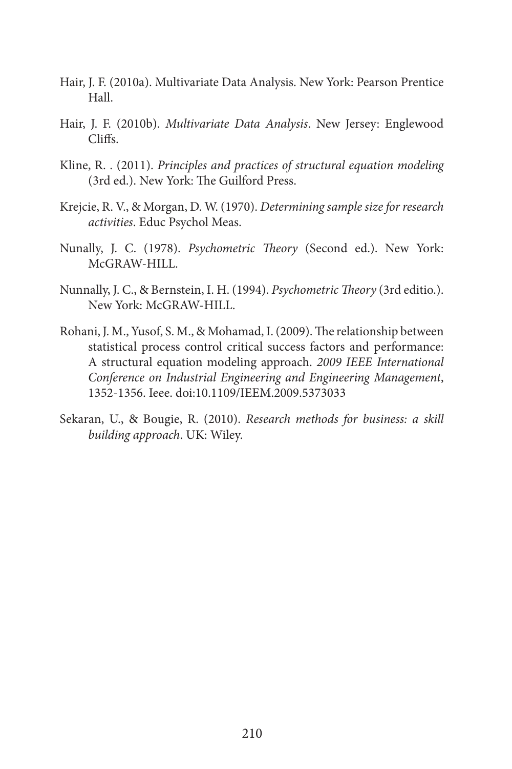Hair, J. F. (2010a). Multivariate Data Analysis. New York: Pearson Prentice Hall.

Hair, J. F. (2010b). *Multivariate Data Analysis*. New Jersey: Englewood Cliffs.

Kline, R. . (2011). *Principles and practices of structural equation modeling* (3rd ed.). New York: The Guilford Press.

Krejcie, R. V., & Morgan, D. W. (1970). *Determining sample size for research activities*. Educ Psychol Meas.

Nunally, J. C. (1978). *Psychometric Theory* (Second ed.). New York: McGRAW-HILL.

Nunnally, J. C., & Bernstein, I. H. (1994). *Psychometric Theory* (3rd editio.). New York: McGRAW-HILL.

Rohani, J. M., Yusof, S. M., & Mohamad, I. (2009). The relationship between statistical process control critical success factors and performance: A structural equation modeling approach. *2009 IEEE International Conference on Industrial Engineering and Engineering Management*, 1352-1356. Ieee. doi:10.1109/IEEM.2009.5373033

Sekaran, U., & Bougie, R. (2010). *Research methods for business: a skill building approach*. UK: Wiley.